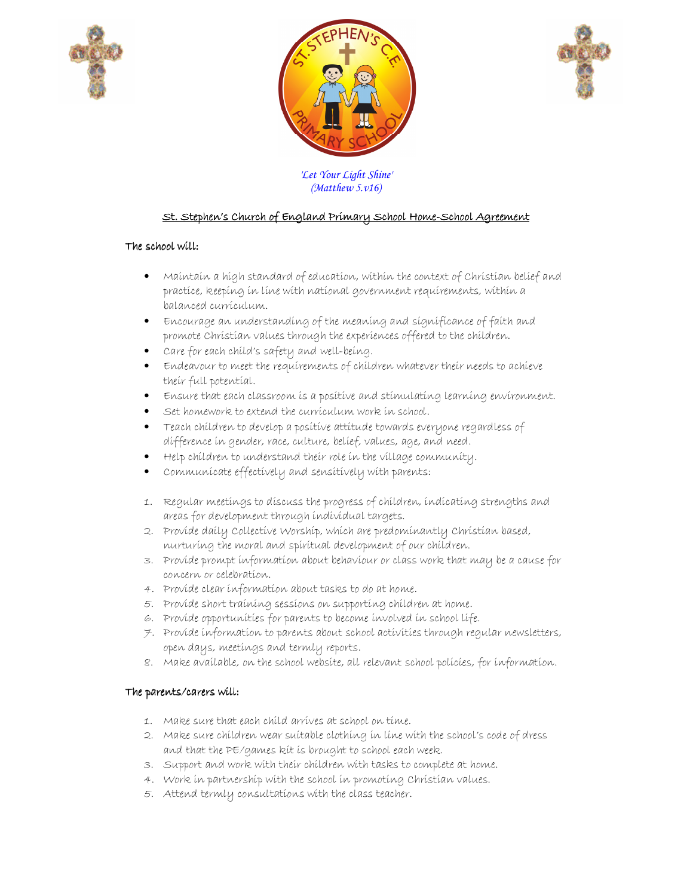*'Let Your Light Shine'*
*(Matthew 5.v16)*

# St. Stephen's Church of England Primary School Home-School Agreement

**The school will:**

- Maintain a high standard of education, within the context of Christian belief and practice, keeping in line with national government requirements, within a balanced curriculum.
- Encourage an understanding of the meaning and significance of faith and promote Christian values through the experiences offered to the children.
- Care for each child's safety and well-being.
- Endeavour to meet the requirements of children whatever their needs to achieve their full potential.
- Ensure that each classroom is a positive and stimulating learning environment.
- Set homework to extend the curriculum work in school.
- Teach children to develop a positive attitude towards everyone regardless of difference in gender, race, culture, belief, values, age, and need.
- Help children to understand their role in the village community.
- Communicate effectively and sensitively with parents:

1. Regular meetings to discuss the progress of children, indicating strengths and areas for development through individual targets.
2. Provide daily Collective Worship, which are predominantly Christian based, nurturing the moral and spiritual development of our children.
3. Provide prompt information about behaviour or class work that may be a cause for concern or celebration.
4. Provide clear information about tasks to do at home.
5. Provide short training sessions on supporting children at home.
6. Provide opportunities for parents to become involved in school life.
7. Provide information to parents about school activities through regular newsletters, open days, meetings and termly reports.
8. Make available, on the school website, all relevant school policies, for information.

**The parents/carers will:**

1. Make sure that each child arrives at school on time.
2. Make sure children wear suitable clothing in line with the school's code of dress and that the PE/games kit is brought to school each week.
3. Support and work with their children with tasks to complete at home.
4. Work in partnership with the school in promoting Christian values.
5. Attend termly consultations with the class teacher.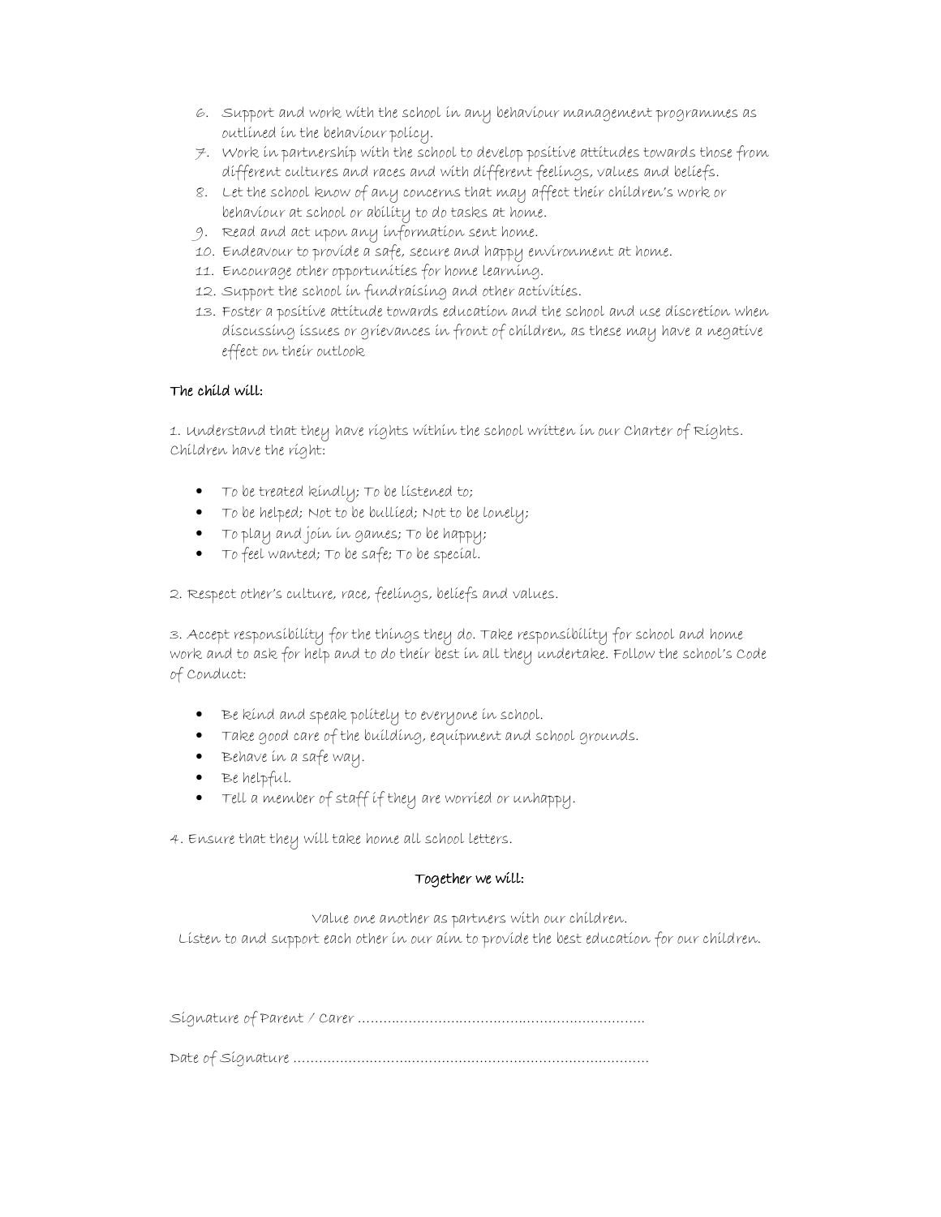6. Support and work with the school in any behaviour management programmes as outlined in the behaviour policy.
7. Work in partnership with the school to develop positive attitudes towards those from different cultures and races and with different feelings, values and beliefs.
8. Let the school know of any concerns that may affect their children's work or behaviour at school or ability to do tasks at home.
9. Read and act upon any information sent home.
10. Endeavour to provide a safe, secure and happy environment at home.
11. Encourage other opportunities for home learning.
12. Support the school in fundraising and other activities.
13. Foster a positive attitude towards education and the school and use discretion when discussing issues or grievances in front of children, as these may have a negative effect on their outlook

**The child will:**

1. Understand that they have rights within the school written in our Charter of Rights. Children have the right:

- To be treated kindly; To be listened to;
- To be helped; Not to be bullied; Not to be lonely;
- To play and join in games; To be happy;
- To feel wanted; To be safe; To be special.

2. Respect other's culture, race, feelings, beliefs and values.

3. Accept responsibility for the things they do. Take responsibility for school and home work and to ask for help and to do their best in all they undertake. Follow the school's Code of Conduct:

- Be kind and speak politely to everyone in school.
- Take good care of the building, equipment and school grounds.
- Behave in a safe way.
- Be helpful.
- Tell a member of staff if they are worried or unhappy.

4. Ensure that they will take home all school letters.

**Together we will:**

Value one another as partners with our children.
Listen to and support each other in our aim to provide the best education for our children.

Signature of Parent / Carer ………………………………………………………….

Date of Signature …………………………………………………………………….